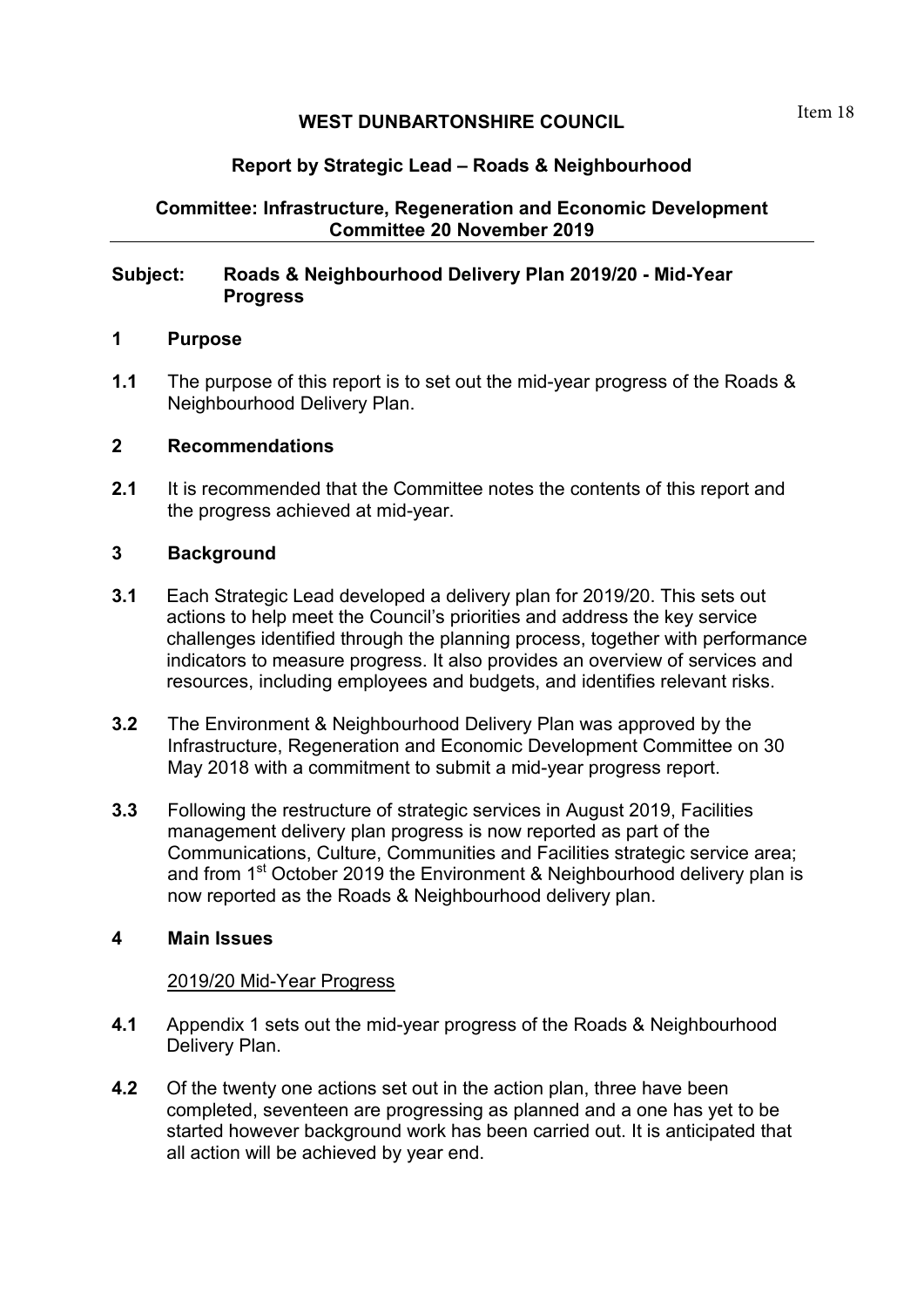Item 18

**WEST DUNBARTONSHIRE COUNCIL**

**Report by Strategic Lead – Roads & Neighbourhood**

**Committee: Infrastructure, Regeneration and Economic Development Committee 20 November 2019**

---

**Subject: Roads & Neighbourhood Delivery Plan 2019/20 - Mid-Year Progress**

## 1 Purpose

**1.1** The purpose of this report is to set out the mid-year progress of the Roads & Neighbourhood Delivery Plan.

## 2 Recommendations

**2.1** It is recommended that the Committee notes the contents of this report and the progress achieved at mid-year.

## 3 Background

**3.1** Each Strategic Lead developed a delivery plan for 2019/20. This sets out actions to help meet the Council's priorities and address the key service challenges identified through the planning process, together with performance indicators to measure progress. It also provides an overview of services and resources, including employees and budgets, and identifies relevant risks.

**3.2** The Environment & Neighbourhood Delivery Plan was approved by the Infrastructure, Regeneration and Economic Development Committee on 30 May 2018 with a commitment to submit a mid-year progress report.

**3.3** Following the restructure of strategic services in August 2019, Facilities management delivery plan progress is now reported as part of the Communications, Culture, Communities and Facilities strategic service area; and from 1st October 2019 the Environment & Neighbourhood delivery plan is now reported as the Roads & Neighbourhood delivery plan.

## 4 Main Issues

2019/20 Mid-Year Progress

**4.1** Appendix 1 sets out the mid-year progress of the Roads & Neighbourhood Delivery Plan.

**4.2** Of the twenty one actions set out in the action plan, three have been completed, seventeen are progressing as planned and a one has yet to be started however background work has been carried out. It is anticipated that all action will be achieved by year end.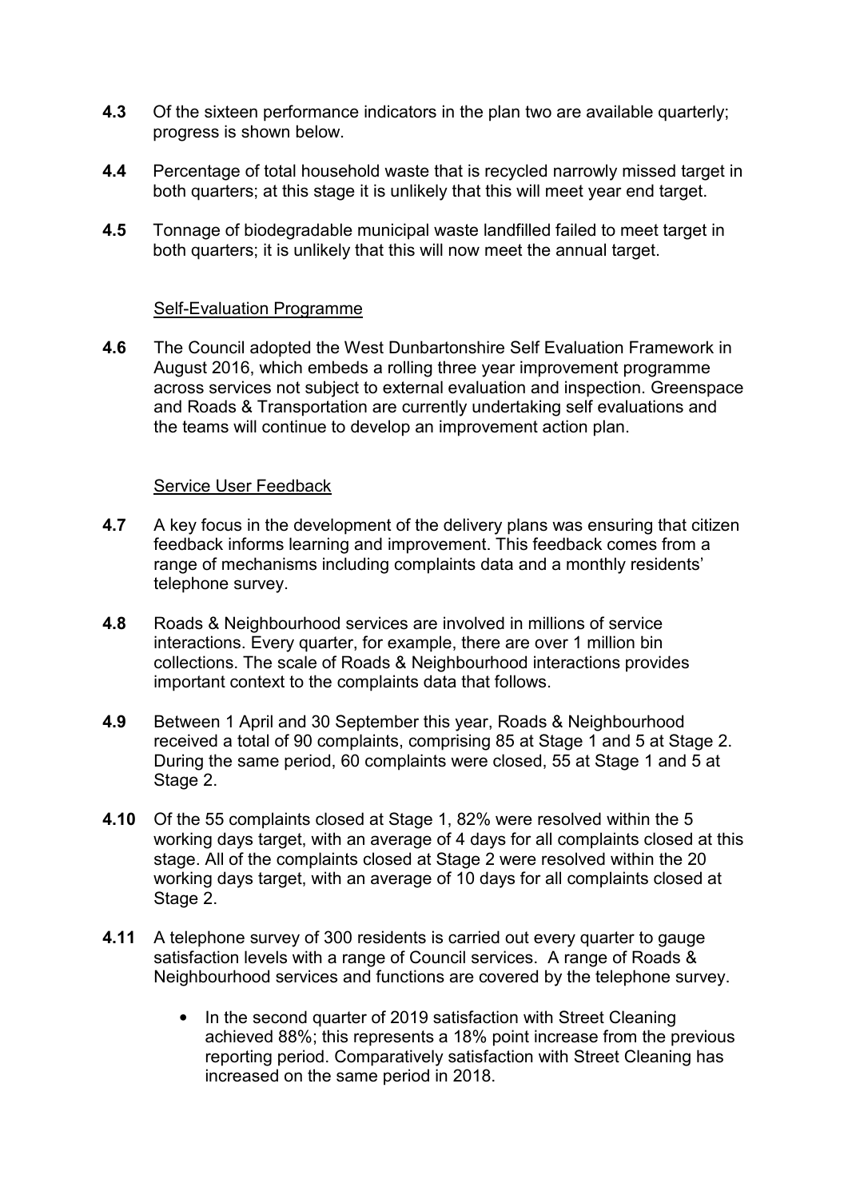**4.3** Of the sixteen performance indicators in the plan two are available quarterly; progress is shown below.

**4.4** Percentage of total household waste that is recycled narrowly missed target in both quarters; at this stage it is unlikely that this will meet year end target.

**4.5** Tonnage of biodegradable municipal waste landfilled failed to meet target in both quarters; it is unlikely that this will now meet the annual target.

Self-Evaluation Programme

**4.6** The Council adopted the West Dunbartonshire Self Evaluation Framework in August 2016, which embeds a rolling three year improvement programme across services not subject to external evaluation and inspection. Greenspace and Roads & Transportation are currently undertaking self evaluations and the teams will continue to develop an improvement action plan.

Service User Feedback

**4.7** A key focus in the development of the delivery plans was ensuring that citizen feedback informs learning and improvement. This feedback comes from a range of mechanisms including complaints data and a monthly residents' telephone survey.

**4.8** Roads & Neighbourhood services are involved in millions of service interactions. Every quarter, for example, there are over 1 million bin collections. The scale of Roads & Neighbourhood interactions provides important context to the complaints data that follows.

**4.9** Between 1 April and 30 September this year, Roads & Neighbourhood received a total of 90 complaints, comprising 85 at Stage 1 and 5 at Stage 2. During the same period, 60 complaints were closed, 55 at Stage 1 and 5 at Stage 2.

**4.10** Of the 55 complaints closed at Stage 1, 82% were resolved within the 5 working days target, with an average of 4 days for all complaints closed at this stage. All of the complaints closed at Stage 2 were resolved within the 20 working days target, with an average of 10 days for all complaints closed at Stage 2.

**4.11** A telephone survey of 300 residents is carried out every quarter to gauge satisfaction levels with a range of Council services. A range of Roads & Neighbourhood services and functions are covered by the telephone survey.

- In the second quarter of 2019 satisfaction with Street Cleaning achieved 88%; this represents a 18% point increase from the previous reporting period. Comparatively satisfaction with Street Cleaning has increased on the same period in 2018.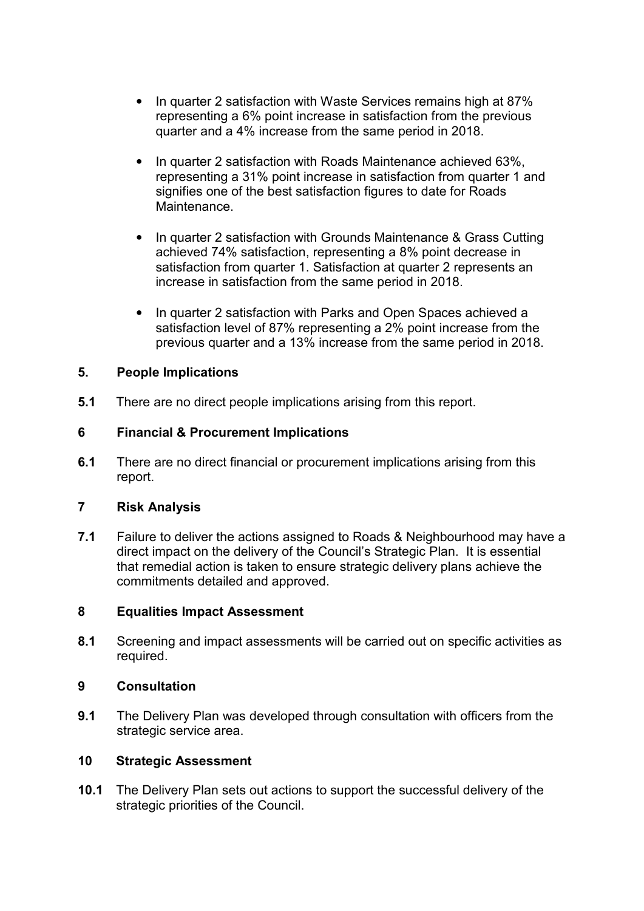- In quarter 2 satisfaction with Waste Services remains high at 87% representing a 6% point increase in satisfaction from the previous quarter and a 4% increase from the same period in 2018.

- In quarter 2 satisfaction with Roads Maintenance achieved 63%, representing a 31% point increase in satisfaction from quarter 1 and signifies one of the best satisfaction figures to date for Roads Maintenance.

- In quarter 2 satisfaction with Grounds Maintenance & Grass Cutting achieved 74% satisfaction, representing a 8% point decrease in satisfaction from quarter 1. Satisfaction at quarter 2 represents an increase in satisfaction from the same period in 2018.

- In quarter 2 satisfaction with Parks and Open Spaces achieved a satisfaction level of 87% representing a 2% point increase from the previous quarter and a 13% increase from the same period in 2018.

## 5. People Implications

**5.1** There are no direct people implications arising from this report.

## 6 Financial & Procurement Implications

**6.1** There are no direct financial or procurement implications arising from this report.

## 7 Risk Analysis

**7.1** Failure to deliver the actions assigned to Roads & Neighbourhood may have a direct impact on the delivery of the Council's Strategic Plan. It is essential that remedial action is taken to ensure strategic delivery plans achieve the commitments detailed and approved.

## 8 Equalities Impact Assessment

**8.1** Screening and impact assessments will be carried out on specific activities as required.

## 9 Consultation

**9.1** The Delivery Plan was developed through consultation with officers from the strategic service area.

## 10 Strategic Assessment

**10.1** The Delivery Plan sets out actions to support the successful delivery of the strategic priorities of the Council.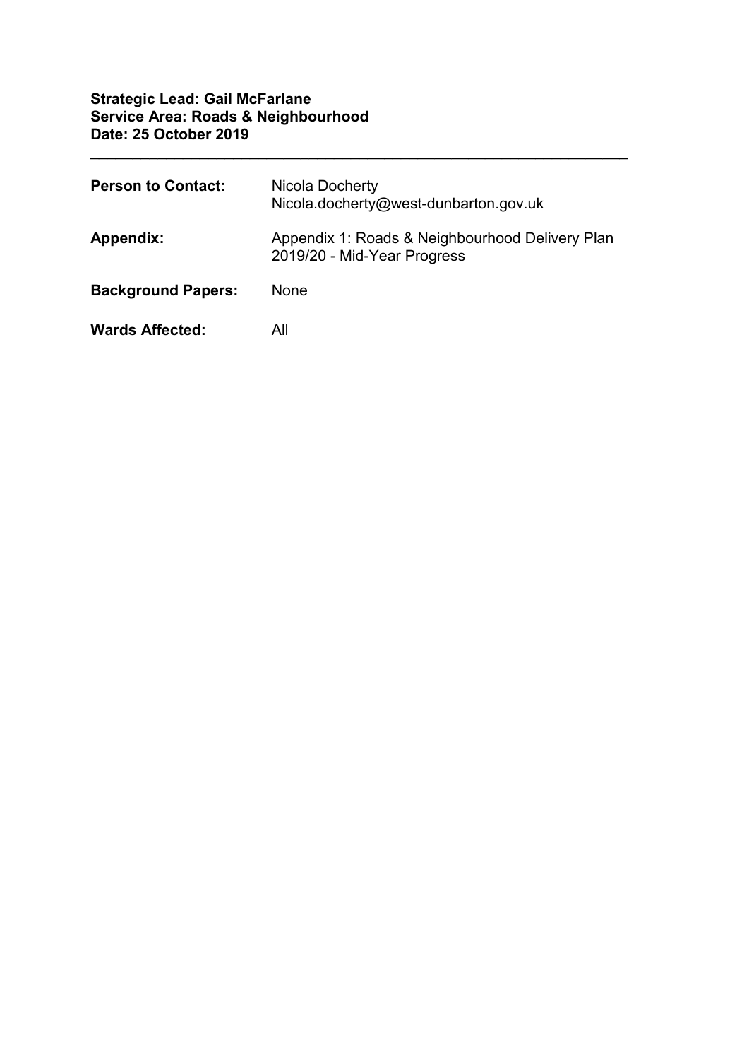**Strategic Lead: Gail McFarlane**
**Service Area: Roads & Neighbourhood**
**Date: 25 October 2019**

---

| | |
|---|---|
| **Person to Contact:** | Nicola Docherty<br>Nicola.docherty@west-dunbarton.gov.uk |
| **Appendix:** | Appendix 1: Roads & Neighbourhood Delivery Plan 2019/20 - Mid-Year Progress |
| **Background Papers:** | None |
| **Wards Affected:** | All |